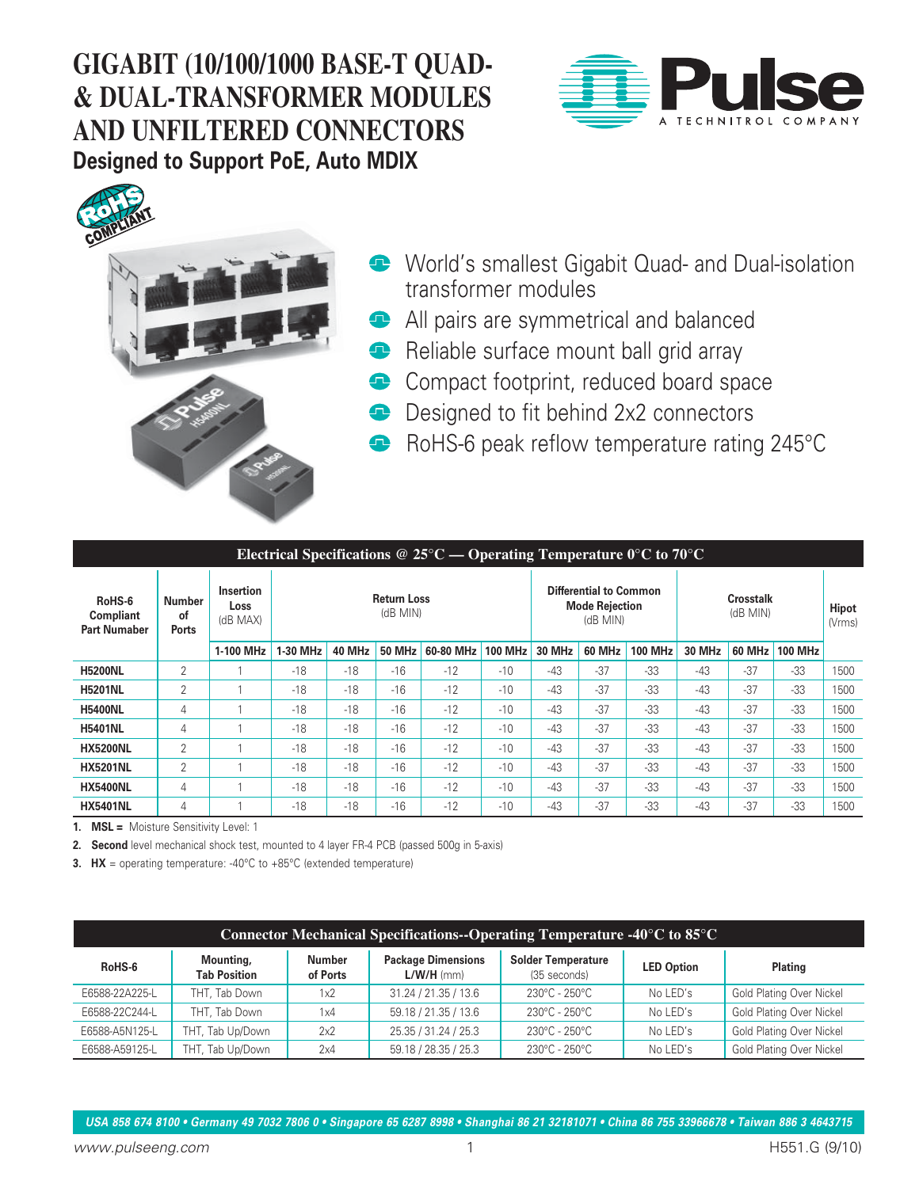# GIGABIT (10/100/1000 BASE-T QUAD- & DUAL-TRANSFORMER MODULES AND UNFILTERED CONNECTORS

## Designed to Support PoE, Auto MDIX

- World's smallest Gigabit Quad- and Dual-isolation transformer modules
- All pairs are symmetrical and balanced
- Reliable surface mount ball grid array
- Compact footprint, reduced board space
- Designed to fit behind 2x2 connectors
- RoHS-6 peak reflow temperature rating 245°C

**Electrical Specifications @ 25°C — Operating Temperature 0°C to 70°C**

| RoHS-6 Compliant Part Numaber | Number of Ports | Insertion Loss (dB MAX) | Return Loss (dB MIN) | | | | | Differential to Common Mode Rejection (dB MIN) | | | Crosstalk (dB MIN) | | | Hipot (Vrms) |
|---|---|---|---|---|---|---|---|---|---|---|---|---|---|---|
| | | 1-100 MHz | 1-30 MHz | 40 MHz | 50 MHz | 60-80 MHz | 100 MHz | 30 MHz | 60 MHz | 100 MHz | 30 MHz | 60 MHz | 100 MHz | |
| **H5200NL** | 2 | 1 | -18 | -18 | -16 | -12 | -10 | -43 | -37 | -33 | -43 | -37 | -33 | 1500 |
| **H5201NL** | 2 | 1 | -18 | -18 | -16 | -12 | -10 | -43 | -37 | -33 | -43 | -37 | -33 | 1500 |
| **H5400NL** | 4 | 1 | -18 | -18 | -16 | -12 | -10 | -43 | -37 | -33 | -43 | -37 | -33 | 1500 |
| **H5401NL** | 4 | 1 | -18 | -18 | -16 | -12 | -10 | -43 | -37 | -33 | -43 | -37 | -33 | 1500 |
| **HX5200NL** | 2 | 1 | -18 | -18 | -16 | -12 | -10 | -43 | -37 | -33 | -43 | -37 | -33 | 1500 |
| **HX5201NL** | 2 | 1 | -18 | -18 | -16 | -12 | -10 | -43 | -37 | -33 | -43 | -37 | -33 | 1500 |
| **HX5400NL** | 4 | 1 | -18 | -18 | -16 | -12 | -10 | -43 | -37 | -33 | -43 | -37 | -33 | 1500 |
| **HX5401NL** | 4 | 1 | -18 | -18 | -16 | -12 | -10 | -43 | -37 | -33 | -43 | -37 | -33 | 1500 |

1. **MSL =** Moisture Sensitivity Level: 1
2. **Second** level mechanical shock test, mounted to 4 layer FR-4 PCB (passed 500g in 5-axis)
3. **HX** = operating temperature: -40°C to +85°C (extended temperature)

**Connector Mechanical Specifications--Operating Temperature -40°C to 85°C**

| RoHS-6 | Mounting, Tab Position | Number of Ports | Package Dimensions L/W/H (mm) | Solder Temperature (35 seconds) | LED Option | Plating |
|---|---|---|---|---|---|---|
| E6588-22A225-L | THT, Tab Down | 1x2 | 31.24 / 21.35 / 13.6 | 230°C - 250°C | No LED's | Gold Plating Over Nickel |
| E6588-22C244-L | THT, Tab Down | 1x4 | 59.18 / 21.35 / 13.6 | 230°C - 250°C | No LED's | Gold Plating Over Nickel |
| E6588-A5N125-L | THT, Tab Up/Down | 2x2 | 25.35 / 31.24 / 25.3 | 230°C - 250°C | No LED's | Gold Plating Over Nickel |
| E6588-A59125-L | THT, Tab Up/Down | 2x4 | 59.18 / 28.35 / 25.3 | 230°C - 250°C | No LED's | Gold Plating Over Nickel |

*USA 858 674 8100 • Germany 49 7032 7806 0 • Singapore 65 6287 8998 • Shanghai 86 21 32181071 • China 86 755 33966678 • Taiwan 886 3 4643715*

*www.pulseeng.com* H551.G (9/10)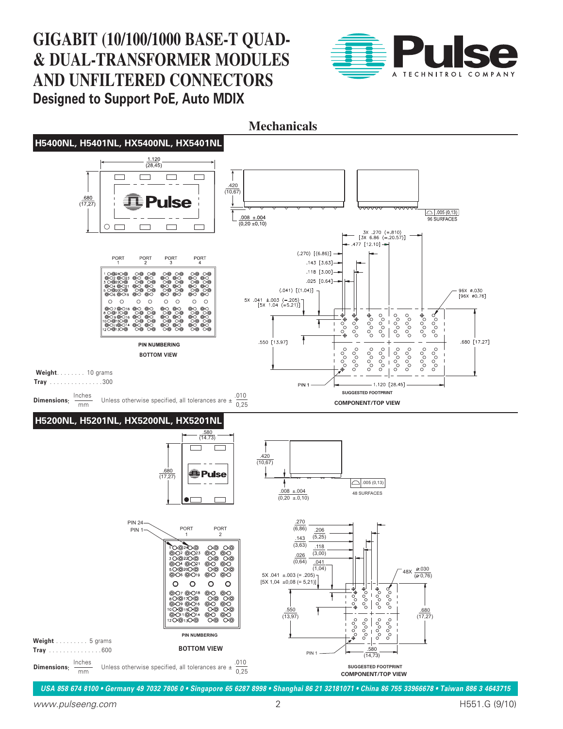# GIGABIT (10/100/1000 BASE-T QUAD- & DUAL-TRANSFORMER MODULES AND UNFILTERED CONNECTORS

## Designed to Support PoE, Auto MDIX

## Mechanicals

### H5400NL, H5401NL, HX5400NL, HX5401NL

1.120
(28,45)

.680
(17,27)

.420
(10,67)

.008 ±.004
(0,20 ±0,10)

.005 (0,13)
96 SURFACES

PORT 1 PORT 2 PORT 3 PORT 4

PIN NUMBERING

BOTTOM VIEW

3X .270 (=.810)
[3X 6.86 (=.20.57)]
.477 [12.10]
(.270) [(6.86)]
.143 [3.63]
.118 [3.00]
.025 [0.64]
(.041) [(1.04)]
5X .041 ±.003 (=.205)
[5X 1.04 (=5.21)]
96X ø.030
[96X ø0.76]
.550 [13.97]
.680 [17.27]
PIN 1
1.120 [28.45]

SUGGESTED FOOTPRINT

COMPONENT/TOP VIEW

**Weight**. . . . . . . . 10 grams
**Tray** . . . . . . . . . . . . . . .300

**Dimensions:** Inches / mm Unless otherwise specified, all tolerances are ± .010 / 0,25

### H5200NL, H5201NL, HX5200NL, HX5201NL

.580
(14.73)

.680
(17,27)

.420
(10,67)

.008 ±.004
(0,20 ±0,10)

.005 (0,13)
48 SURFACES

PIN 24
PIN 1
PORT 1 PORT 2

PIN NUMBERING

BOTTOM VIEW

.270 (6,86)
.206 (5,25)
.143 (3,63)
.118 (3,00)
.026 (0,64)
.041 (1,04)
5X .041 ±.003 (= .205)
[5X 1,04 ±0,08 (= 5,21)]
48X ø.030 (ø 0,76)
.550 (13,97)
.680 (17,27)
PIN 1
.580 (14,73)

SUGGESTED FOOTPRINT

COMPONENT/TOP VIEW

**Weight** . . . . . . . . . 5 grams
**Tray** . . . . . . . . . . . . . . .600

**Dimensions:** Inches / mm Unless otherwise specified, all tolerances are ± .010 / 0,25

*USA 858 674 8100 • Germany 49 7032 7806 0 • Singapore 65 6287 8998 • Shanghai 86 21 32181071 • China 86 755 33966678 • Taiwan 886 3 4643715*

*www.pulseeng.com*

H551.G (9/10)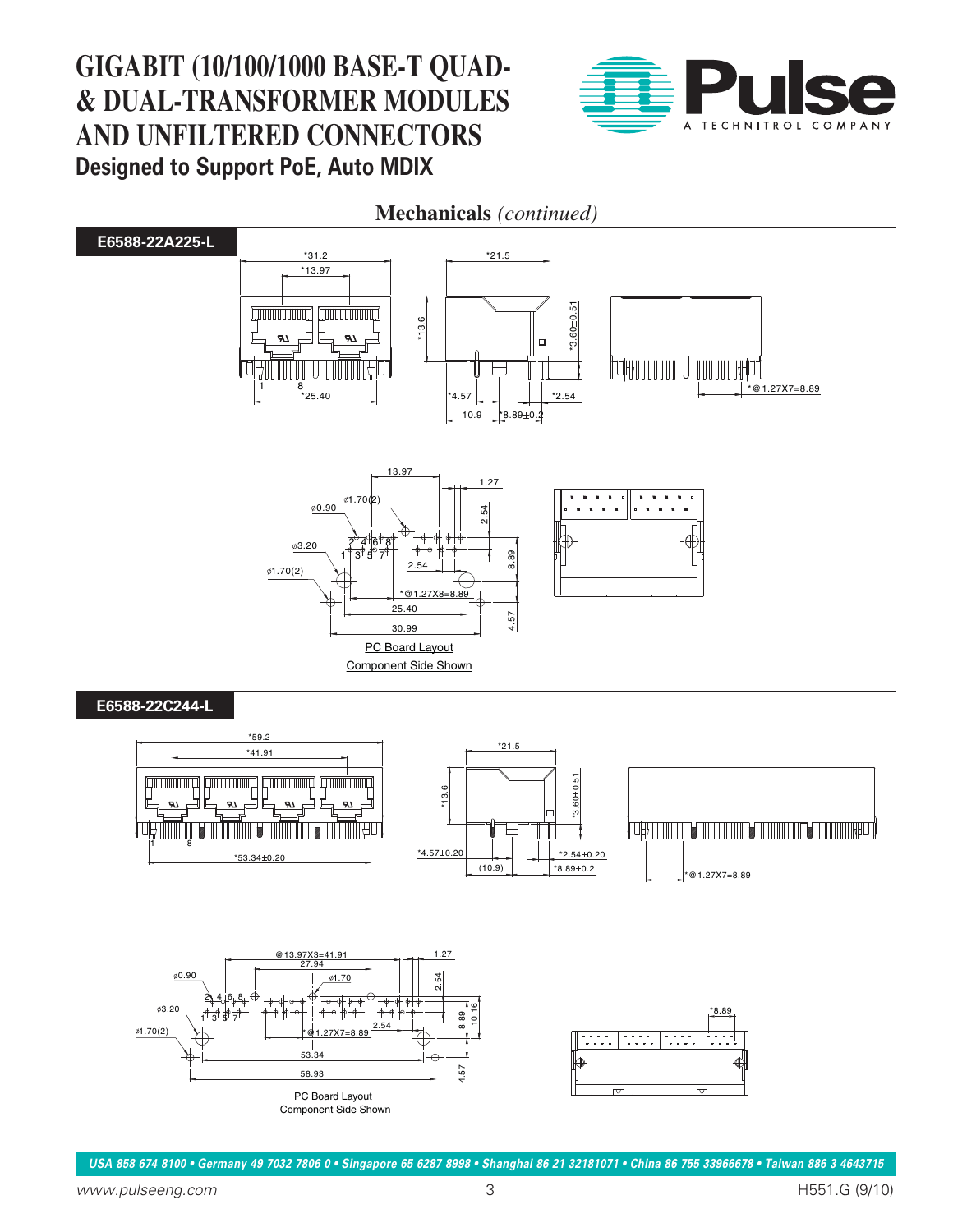# GIGABIT (10/100/1000 BASE-T QUAD- & DUAL-TRANSFORMER MODULES AND UNFILTERED CONNECTORS

## Designed to Support PoE, Auto MDIX

## Mechanicals *(continued)*

### E6588-22A225-L

*31.2
*13.97
*25.40
*21.5
*13.6
*3.60±0.51
*4.57
*2.54
10.9
*8.89±0.2
*@1.27X7=8.89

13.97
1.27
ø1.70(2)
ø0.90
2.54
ø3.20
ø1.70(2)
2.54
8.89
*@1.27X8=8.89
25.40
4.57
30.99

PC Board Layout
Component Side Shown

### E6588-22C244-L

*59.2
*41.91
*53.34±0.20
*21.5
*13.6
*3.60±0.51
*4.57±0.20
*2.54±0.20
(10.9)
*8.89±0.2
*@1.27X7=8.89

@13.97X3=41.91
27.94
1.27
ø0.90
ø1.70
2.54
ø3.20
ø1.70(2)
2.54
10.16
8.89
*@1.27X7=8.89
53.34
58.93
4.57
*8.89

PC Board Layout
Component Side Shown

USA 858 674 8100 • Germany 49 7032 7806 0 • Singapore 65 6287 8998 • Shanghai 86 21 32181071 • China 86 755 33966678 • Taiwan 886 3 4643715

www.pulseeng.com

H551.G (9/10)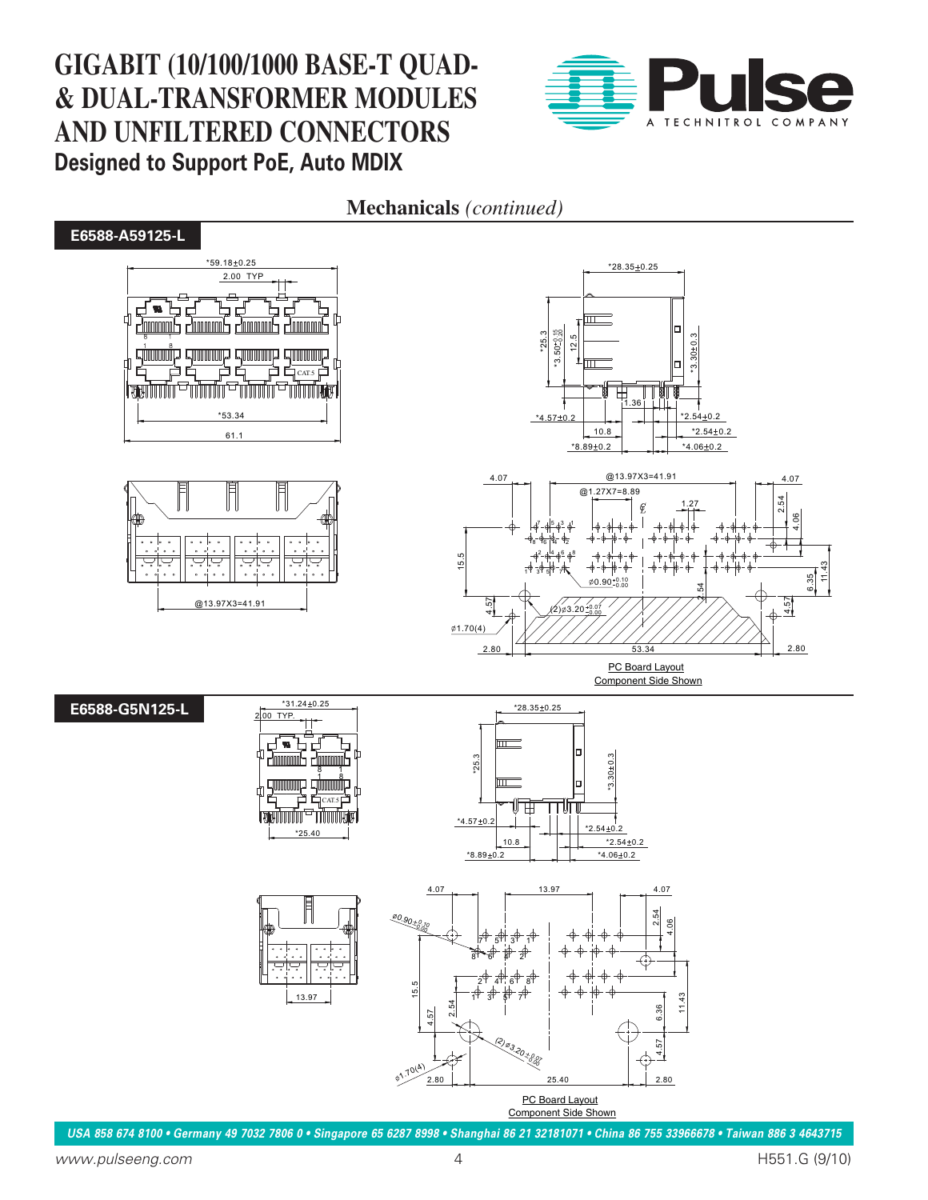# GIGABIT (10/100/1000 BASE-T QUAD- & DUAL-TRANSFORMER MODULES AND UNFILTERED CONNECTORS

## Designed to Support PoE, Auto MDIX

### Mechanicals *(continued)*

**E6588-A59125-L**

*59.18±0.25
2.00 TYP
*53.34
61.1
CAT.5

*28.35±0.25
*25.3
*3.50 +0.15/−0.20
12.5
*3.30±0.3
1.36
*4.57±0.2
10.8
*8.89±0.2
*2.54±0.2
*2.54±0.2
*4.06±0.2

@13.97X3=41.91

4.07
@13.97X3=41.91
4.07
@1.27X7=8.89
1.27
2.54
4.06
15.5
11.43
6.35
ø0.90 +0.10/−0.00
2.54
4.57
(2)ø3.20 +0.07/−0.00
4.57
ø1.70(4)
2.80
53.34
2.80

PC Board Layout
Component Side Shown

**E6588-G5N125-L**

*31.24±0.25
2.00 TYP.
CAT.5
*25.40

*28.35±0.25
*25.3
*3.30±0.3
*4.57±0.2
10.8
*8.89±0.2
*2.54±0.2
*2.54±0.2
*4.06±0.2

13.97

4.07
13.97
4.07
ø0.90 +0.10/−0.00
2.54
4.06
15.5
4.57
2.54
(2)ø3.20 +0.07/−0.00
6.36
11.43
4.57
ø1.70(4)
2.80
25.40
2.80

PC Board Layout
Component Side Shown

USA 858 674 8100 • Germany 49 7032 7806 0 • Singapore 65 6287 8998 • Shanghai 86 21 32181071 • China 86 755 33966678 • Taiwan 886 3 4643715

www.pulseeng.com

H551.G (9/10)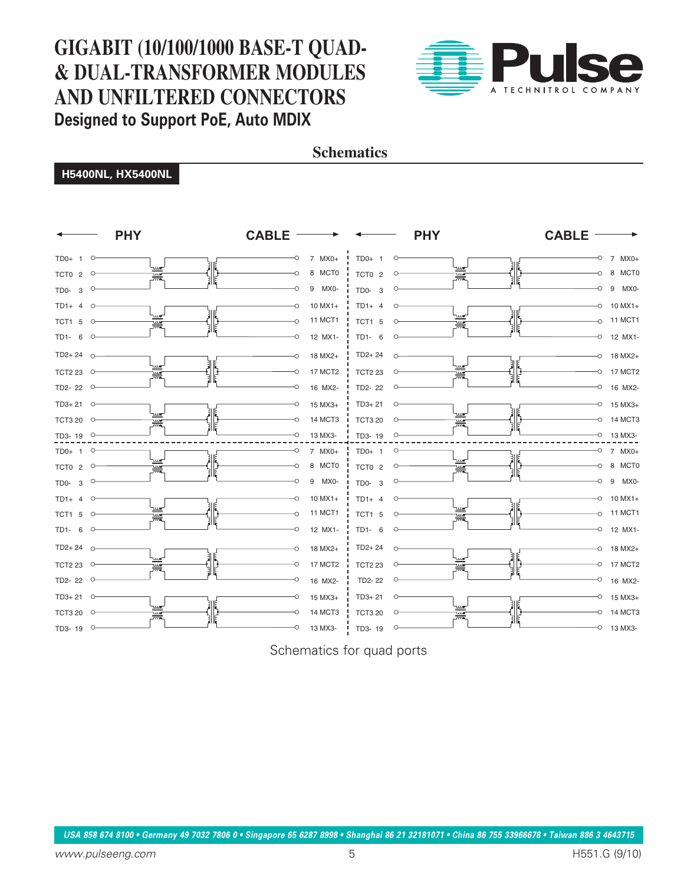# GIGABIT (10/100/1000 BASE-T QUAD- & DUAL-TRANSFORMER MODULES AND UNFILTERED CONNECTORS

## Designed to Support PoE, Auto MDIX

## Schematics

### H5400NL, HX5400NL

PHY
CABLE
PHY
CABLE

TD0+ 1
TCT0 2
TD0- 3
TD1+ 4
TCT1 5
TD1- 6
TD2+ 24
TCT2 23
TD2- 22
TD3+ 21
TCT3 20
TD3- 19

7 MX0+
8 MCT0
9 MX0-
10 MX1+
11 MCT1
12 MX1-
18 MX2+
17 MCT2
16 MX2-
15 MX3+
14 MCT3
13 MX3-

Schematics for quad ports

USA 858 674 8100 • Germany 49 7032 7806 0 • Singapore 65 6287 8998 • Shanghai 86 21 32181071 • China 86 755 33966678 • Taiwan 886 3 4643715

www.pulseeng.com

H551.G (9/10)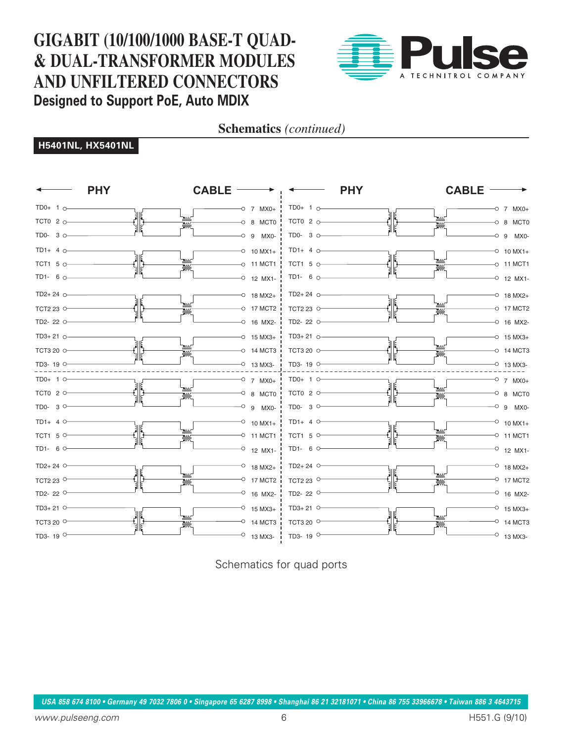# GIGABIT (10/100/1000 BASE-T QUAD- & DUAL-TRANSFORMER MODULES AND UNFILTERED CONNECTORS

**Designed to Support PoE, Auto MDIX**

## Schematics *(continued)*

### H5401NL, HX5401NL

PHY CABLE

TD0+ 1 — 7 MX0+
TCT0 2 — 8 MCT0
TD0- 3 — 9 MX0-
TD1+ 4 — 10 MX1+
TCT1 5 — 11 MCT1
TD1- 6 — 12 MX1-
TD2+ 24 — 18 MX2+
TCT2 23 — 17 MCT2
TD2- 22 — 16 MX2-
TD3+ 21 — 15 MX3+
TCT3 20 — 14 MCT3
TD3- 19 — 13 MX3-

Schematics for quad ports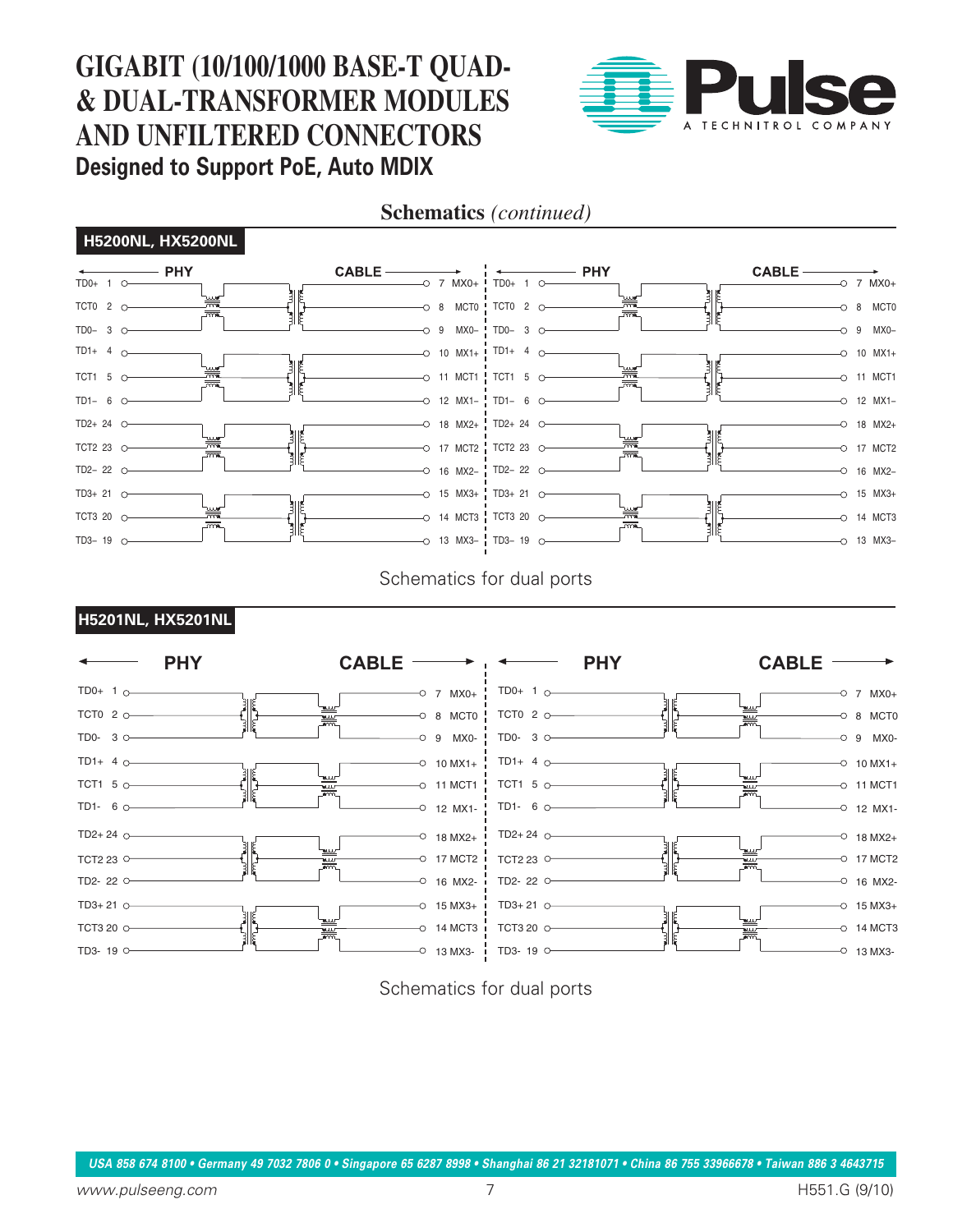# GIGABIT (10/100/1000 BASE-T QUAD- & DUAL-TRANSFORMER MODULES AND UNFILTERED CONNECTORS

## Designed to Support PoE, Auto MDIX

### Schematics *(continued)*

#### H5200NL, HX5200NL

PHY
CABLE

TD0+ 1
TCT0 2
TD0– 3
TD1+ 4
TCT1 5
TD1– 6
TD2+ 24
TCT2 23
TD2– 22
TD3+ 21
TCT3 20
TD3– 19

7 MX0+
8 MCT0
9 MX0–
10 MX1+
11 MCT1
12 MX1–
18 MX2+
17 MCT2
16 MX2–
15 MX3+
14 MCT3
13 MX3–

PHY
CABLE

TD0+ 1
TCT0 2
TD0– 3
TD1+ 4
TCT1 5
TD1– 6
TD2+ 24
TCT2 23
TD2– 22
TD3+ 21
TCT3 20
TD3– 19

7 MX0+
8 MCT0
9 MX0–
10 MX1+
11 MCT1
12 MX1–
18 MX2+
17 MCT2
16 MX2–
15 MX3+
14 MCT3
13 MX3–

Schematics for dual ports

#### H5201NL, HX5201NL

PHY
CABLE

TD0+ 1
TCT0 2
TD0- 3
TD1+ 4
TCT1 5
TD1- 6
TD2+ 24
TCT2 23
TD2- 22
TD3+ 21
TCT3 20
TD3- 19

7 MX0+
8 MCT0
9 MX0-
10 MX1+
11 MCT1
12 MX1-
18 MX2+
17 MCT2
16 MX2-
15 MX3+
14 MCT3
13 MX3-

PHY
CABLE

TD0+ 1
TCT0 2
TD0- 3
TD1+ 4
TCT1 5
TD1- 6
TD2+ 24
TCT2 23
TD2- 22
TD3+ 21
TCT3 20
TD3- 19

7 MX0+
8 MCT0
9 MX0-
10 MX1+
11 MCT1
12 MX1-
18 MX2+
17 MCT2
16 MX2-
15 MX3+
14 MCT3
13 MX3-

Schematics for dual ports

*USA 858 674 8100 • Germany 49 7032 7806 0 • Singapore 65 6287 8998 • Shanghai 86 21 32181071 • China 86 755 33966678 • Taiwan 886 3 4643715*

*www.pulseeng.com*

H551.G (9/10)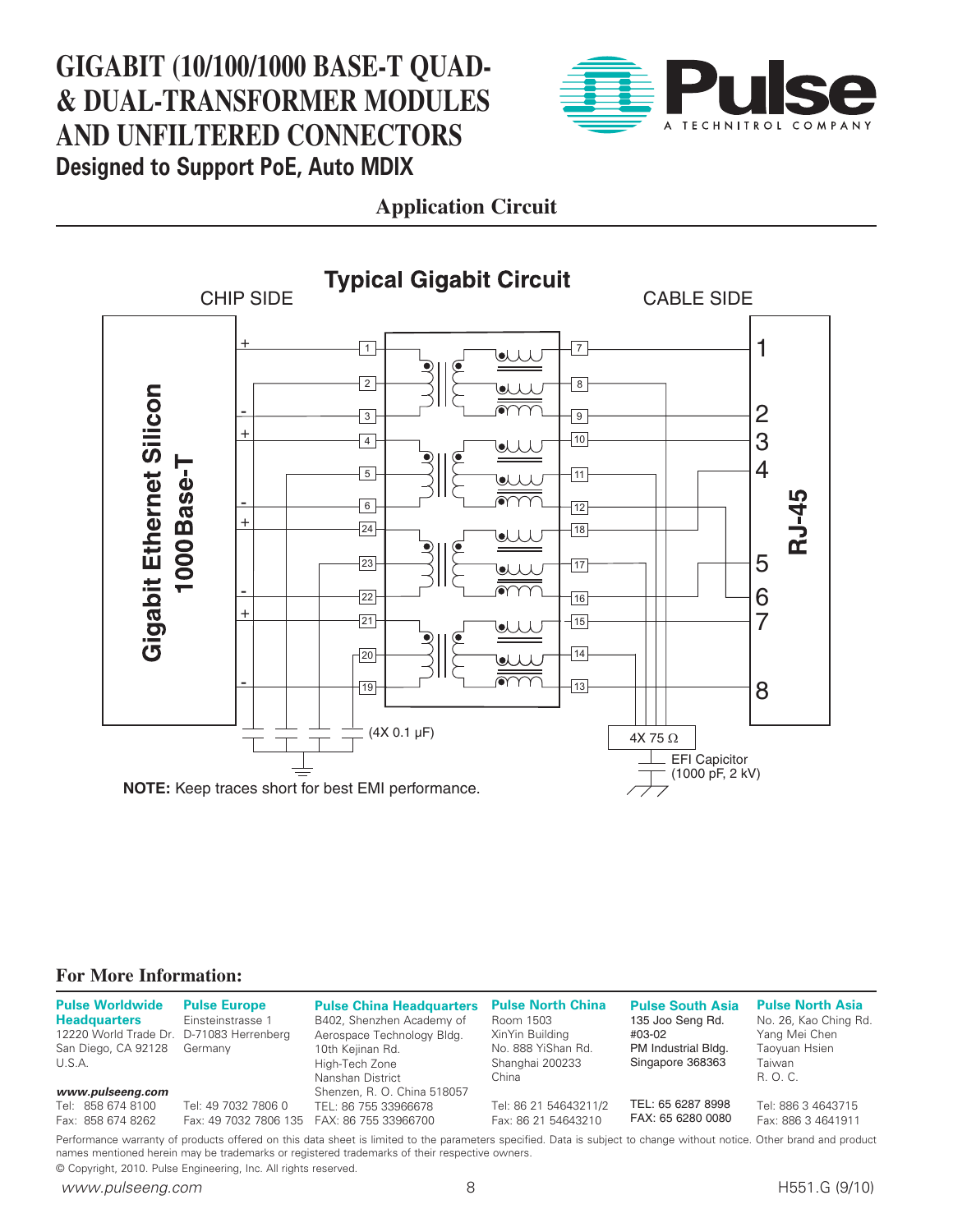# GIGABIT (10/100/1000 BASE-T QUAD- & DUAL-TRANSFORMER MODULES AND UNFILTERED CONNECTORS

## Designed to Support PoE, Auto MDIX

### Application Circuit

**Typical Gigabit Circuit**

CHIP SIDE

CABLE SIDE

Gigabit Ethernet Silicon 1000Base-T

RJ-45

1 2 3 4 5 6 7 8

1 2 3 4 5 6 24 23 22 21 20 19

7 8 9 10 11 12 18 17 16 15 14 13

(4X 0.1 µF)

4X 75 Ω

EFI Capicitor (1000 pF, 2 kV)

**NOTE:** Keep traces short for best EMI performance.

### For More Information:

**Pulse Worldwide Headquarters**
12220 World Trade Dr.
San Diego, CA 92128
U.S.A.

***www.pulseeng.com***
Tel: 858 674 8100
Fax: 858 674 8262

**Pulse Europe**
Einsteinstrasse 1
D-71083 Herrenberg
Germany

Tel: 49 7032 7806 0
Fax: 49 7032 7806 135

**Pulse China Headquarters**
B402, Shenzhen Academy of
Aerospace Technology Bldg.
10th Kejinan Rd.
High-Tech Zone
Nanshan District
Shenzen, R. O. China 518057
TEL: 86 755 33966678
FAX: 86 755 33966700

**Pulse North China**
Room 1503
XinYin Building
No. 888 YiShan Rd.
Shanghai 200233
China

Tel: 86 21 54643211/2
Fax: 86 21 54643210

**Pulse South Asia**
135 Joo Seng Rd.
#03-02
PM Industrial Bldg.
Singapore 368363

TEL: 65 6287 8998
FAX: 65 6280 0080

**Pulse North Asia**
No. 26, Kao Ching Rd.
Yang Mei Chen
Taoyuan Hsien
Taiwan
R. O. C.

Tel: 886 3 4643715
Fax: 886 3 4641911

Performance warranty of products offered on this data sheet is limited to the parameters specified. Data is subject to change without notice. Other brand and product names mentioned herein may be trademarks or registered trademarks of their respective owners.

© Copyright, 2010. Pulse Engineering, Inc. All rights reserved.